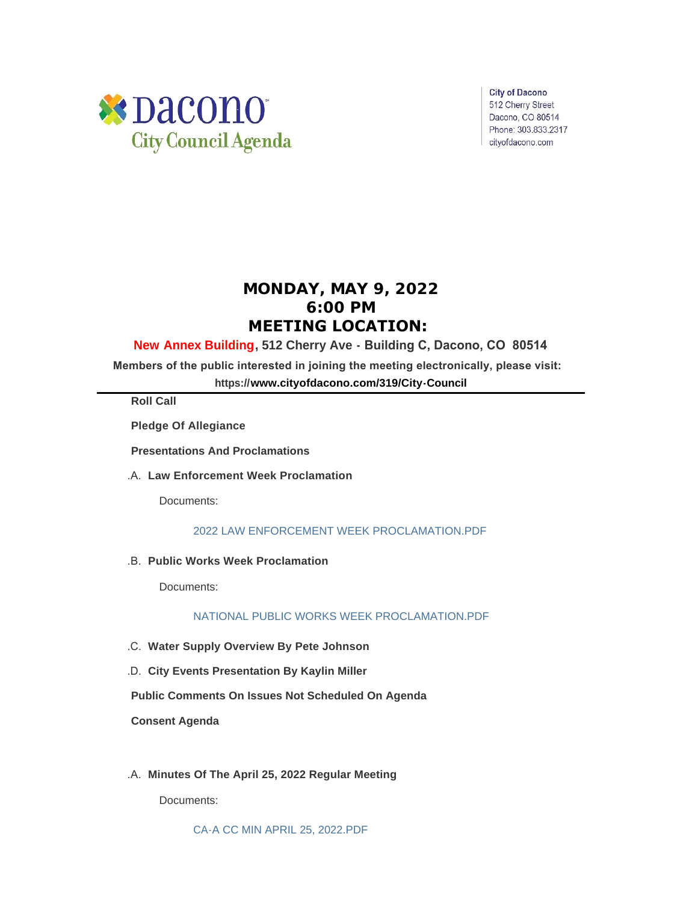Dacono
City Council Agenda

City of Dacono
512 Cherry Street
Dacono, CO 80514
Phone: 303.833.2317
cityofdacono.com

# MONDAY, MAY 9, 2022
# 6:00 PM
# MEETING LOCATION:

**New Annex Building, 512 Cherry Ave - Building C, Dacono, CO 80514**

**Members of the public interested in joining the meeting electronically, please visit:**

**https://www.cityofdacono.com/319/City-Council**

---

**Roll Call**

**Pledge Of Allegiance**

**Presentations And Proclamations**

.A. **Law Enforcement Week Proclamation**

Documents:

2022 LAW ENFORCEMENT WEEK PROCLAMATION.PDF

.B. **Public Works Week Proclamation**

Documents:

NATIONAL PUBLIC WORKS WEEK PROCLAMATION.PDF

.C. **Water Supply Overview By Pete Johnson**

.D. **City Events Presentation By Kaylin Miller**

**Public Comments On Issues Not Scheduled On Agenda**

**Consent Agenda**

.A. **Minutes Of The April 25, 2022 Regular Meeting**

Documents:

CA-A CC MIN APRIL 25, 2022.PDF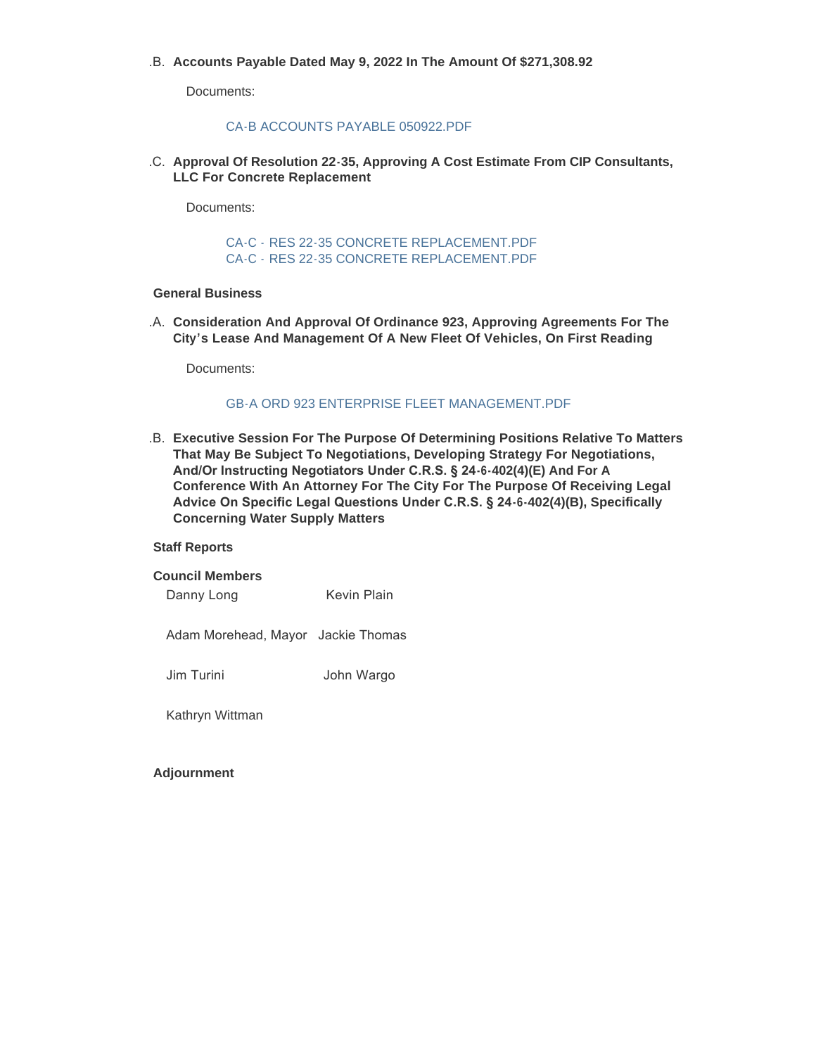.B. **Accounts Payable Dated May 9, 2022 In The Amount Of $271,308.92**

Documents:

CA-B ACCOUNTS PAYABLE 050922.PDF

.C. **Approval Of Resolution 22-35, Approving A Cost Estimate From CIP Consultants, LLC For Concrete Replacement**

Documents:

CA-C - RES 22-35 CONCRETE REPLACEMENT.PDF
CA-C - RES 22-35 CONCRETE REPLACEMENT.PDF

**General Business**

.A. **Consideration And Approval Of Ordinance 923, Approving Agreements For The City's Lease And Management Of A New Fleet Of Vehicles, On First Reading**

Documents:

GB-A ORD 923 ENTERPRISE FLEET MANAGEMENT.PDF

.B. **Executive Session For The Purpose Of Determining Positions Relative To Matters That May Be Subject To Negotiations, Developing Strategy For Negotiations, And/Or Instructing Negotiators Under C.R.S. § 24-6-402(4)(E) And For A Conference With An Attorney For The City For The Purpose Of Receiving Legal Advice On Specific Legal Questions Under C.R.S. § 24-6-402(4)(B), Specifically Concerning Water Supply Matters**

**Staff Reports**

**Council Members**

Danny Long    Kevin Plain

Adam Morehead, Mayor    Jackie Thomas

Jim Turini    John Wargo

Kathryn Wittman

**Adjournment**